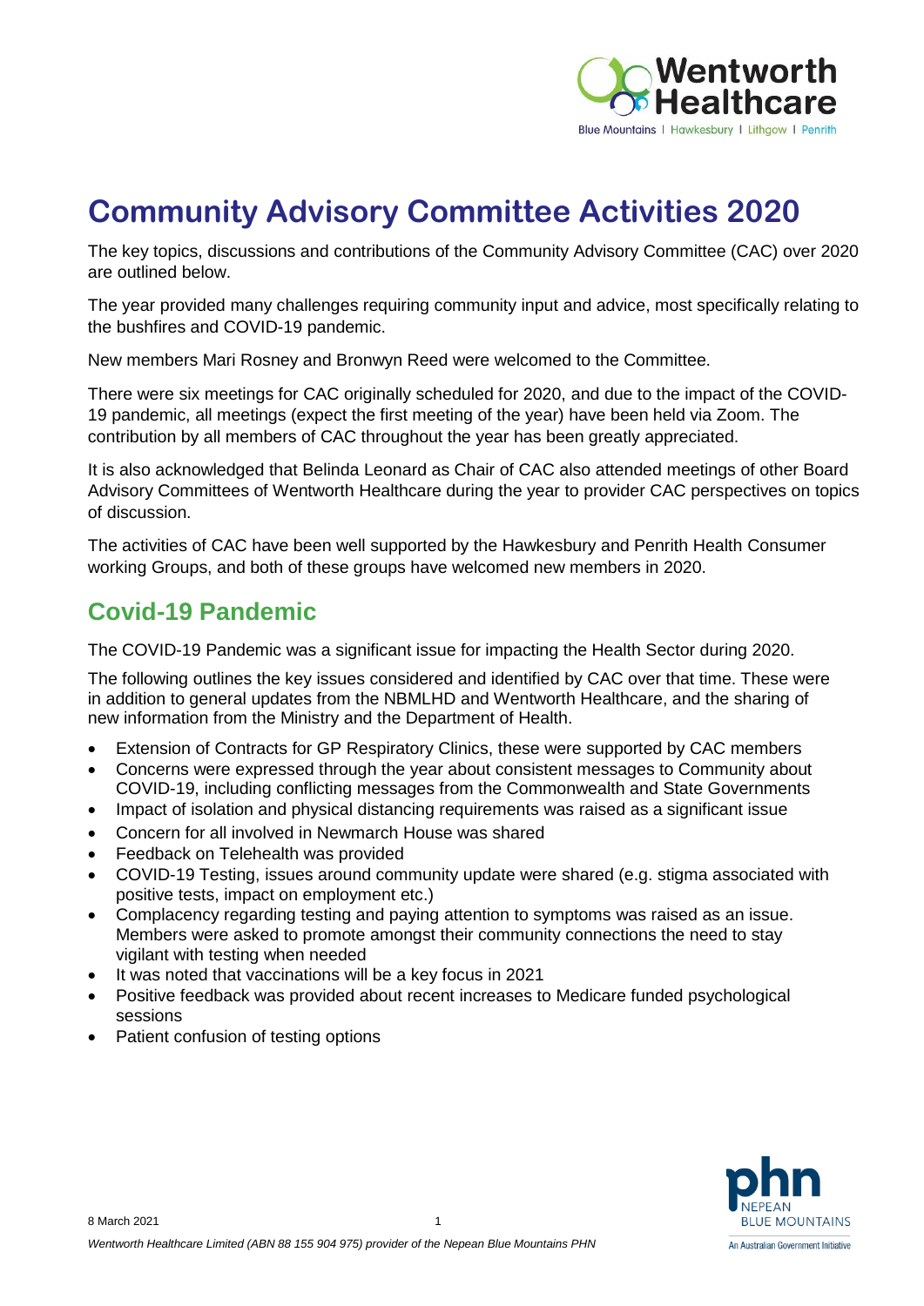# Community Advisory Committee Activities 2020

The key topics, discussions and contributions of the Community Advisory Committee (CAC) over 2020 are outlined below.

The year provided many challenges requiring community input and advice, most specifically relating to the bushfires and COVID-19 pandemic.

New members Mari Rosney and Bronwyn Reed were welcomed to the Committee.

There were six meetings for CAC originally scheduled for 2020, and due to the impact of the COVID-19 pandemic, all meetings (expect the first meeting of the year) have been held via Zoom. The contribution by all members of CAC throughout the year has been greatly appreciated.

It is also acknowledged that Belinda Leonard as Chair of CAC also attended meetings of other Board Advisory Committees of Wentworth Healthcare during the year to provider CAC perspectives on topics of discussion.

The activities of CAC have been well supported by the Hawkesbury and Penrith Health Consumer working Groups, and both of these groups have welcomed new members in 2020.

## Covid-19 Pandemic

The COVID-19 Pandemic was a significant issue for impacting the Health Sector during 2020.

The following outlines the key issues considered and identified by CAC over that time. These were in addition to general updates from the NBMLHD and Wentworth Healthcare, and the sharing of new information from the Ministry and the Department of Health.

- Extension of Contracts for GP Respiratory Clinics, these were supported by CAC members
- Concerns were expressed through the year about consistent messages to Community about COVID-19, including conflicting messages from the Commonwealth and State Governments
- Impact of isolation and physical distancing requirements was raised as a significant issue
- Concern for all involved in Newmarch House was shared
- Feedback on Telehealth was provided
- COVID-19 Testing, issues around community update were shared (e.g. stigma associated with positive tests, impact on employment etc.)
- Complacency regarding testing and paying attention to symptoms was raised as an issue. Members were asked to promote amongst their community connections the need to stay vigilant with testing when needed
- It was noted that vaccinations will be a key focus in 2021
- Positive feedback was provided about recent increases to Medicare funded psychological sessions
- Patient confusion of testing options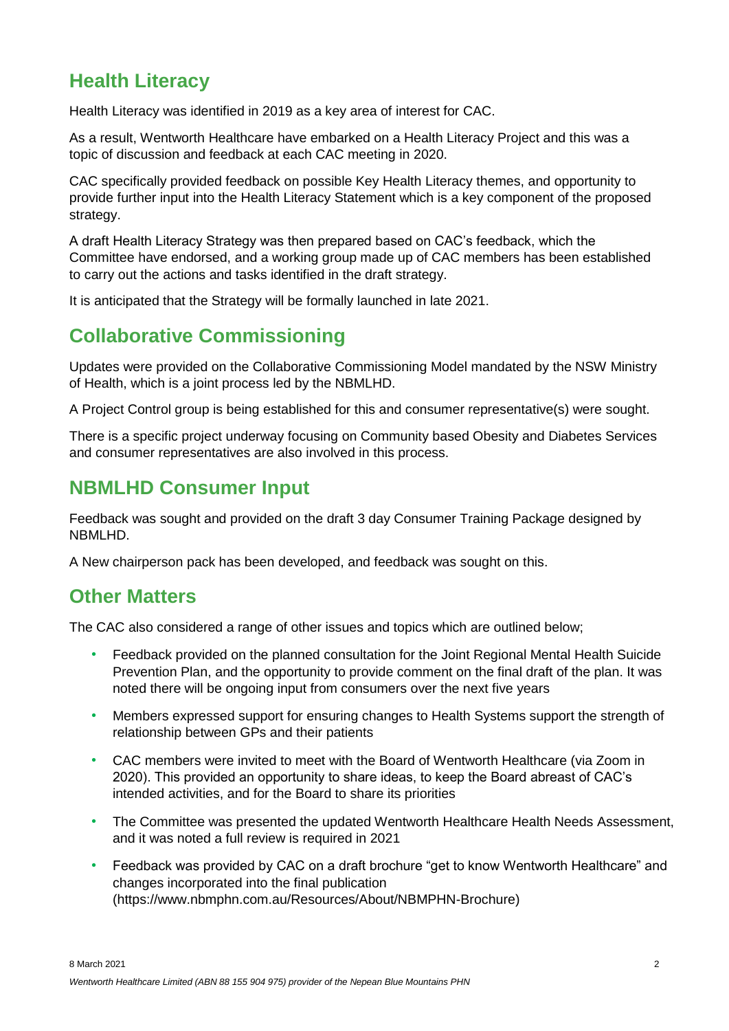## Health Literacy

Health Literacy was identified in 2019 as a key area of interest for CAC.

As a result, Wentworth Healthcare have embarked on a Health Literacy Project and this was a topic of discussion and feedback at each CAC meeting in 2020.

CAC specifically provided feedback on possible Key Health Literacy themes, and opportunity to provide further input into the Health Literacy Statement which is a key component of the proposed strategy.

A draft Health Literacy Strategy was then prepared based on CAC's feedback, which the Committee have endorsed, and a working group made up of CAC members has been established to carry out the actions and tasks identified in the draft strategy.

It is anticipated that the Strategy will be formally launched in late 2021.

## Collaborative Commissioning

Updates were provided on the Collaborative Commissioning Model mandated by the NSW Ministry of Health, which is a joint process led by the NBMLHD.

A Project Control group is being established for this and consumer representative(s) were sought.

There is a specific project underway focusing on Community based Obesity and Diabetes Services and consumer representatives are also involved in this process.

## NBMLHD Consumer Input

Feedback was sought and provided on the draft 3 day Consumer Training Package designed by NBMLHD.

A New chairperson pack has been developed, and feedback was sought on this.

## Other Matters

The CAC also considered a range of other issues and topics which are outlined below;

- Feedback provided on the planned consultation for the Joint Regional Mental Health Suicide Prevention Plan, and the opportunity to provide comment on the final draft of the plan. It was noted there will be ongoing input from consumers over the next five years
- Members expressed support for ensuring changes to Health Systems support the strength of relationship between GPs and their patients
- CAC members were invited to meet with the Board of Wentworth Healthcare (via Zoom in 2020). This provided an opportunity to share ideas, to keep the Board abreast of CAC's intended activities, and for the Board to share its priorities
- The Committee was presented the updated Wentworth Healthcare Health Needs Assessment, and it was noted a full review is required in 2021
- Feedback was provided by CAC on a draft brochure "get to know Wentworth Healthcare" and changes incorporated into the final publication (https://www.nbmphn.com.au/Resources/About/NBMPHN-Brochure)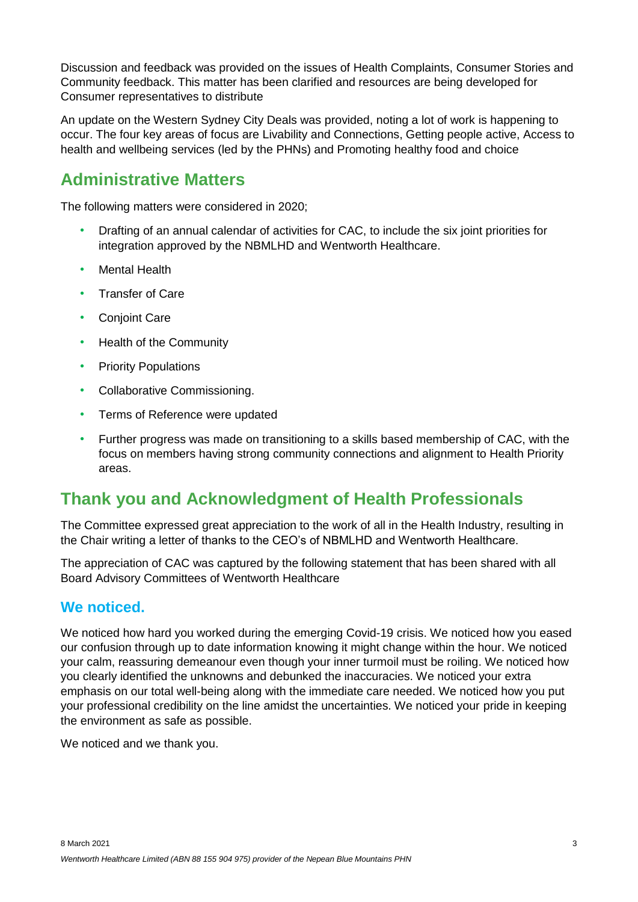Discussion and feedback was provided on the issues of Health Complaints, Consumer Stories and Community feedback. This matter has been clarified and resources are being developed for Consumer representatives to distribute

An update on the Western Sydney City Deals was provided, noting a lot of work is happening to occur. The four key areas of focus are Livability and Connections, Getting people active, Access to health and wellbeing services (led by the PHNs) and Promoting healthy food and choice

## Administrative Matters

The following matters were considered in 2020;

- Drafting of an annual calendar of activities for CAC, to include the six joint priorities for integration approved by the NBMLHD and Wentworth Healthcare.
- Mental Health
- Transfer of Care
- Conjoint Care
- Health of the Community
- Priority Populations
- Collaborative Commissioning.
- Terms of Reference were updated
- Further progress was made on transitioning to a skills based membership of CAC, with the focus on members having strong community connections and alignment to Health Priority areas.

## Thank you and Acknowledgment of Health Professionals

The Committee expressed great appreciation to the work of all in the Health Industry, resulting in the Chair writing a letter of thanks to the CEO's of NBMLHD and Wentworth Healthcare.

The appreciation of CAC was captured by the following statement that has been shared with all Board Advisory Committees of Wentworth Healthcare

### We noticed.

We noticed how hard you worked during the emerging Covid-19 crisis. We noticed how you eased our confusion through up to date information knowing it might change within the hour. We noticed your calm, reassuring demeanour even though your inner turmoil must be roiling. We noticed how you clearly identified the unknowns and debunked the inaccuracies. We noticed your extra emphasis on our total well-being along with the immediate care needed. We noticed how you put your professional credibility on the line amidst the uncertainties. We noticed your pride in keeping the environment as safe as possible.

We noticed and we thank you.